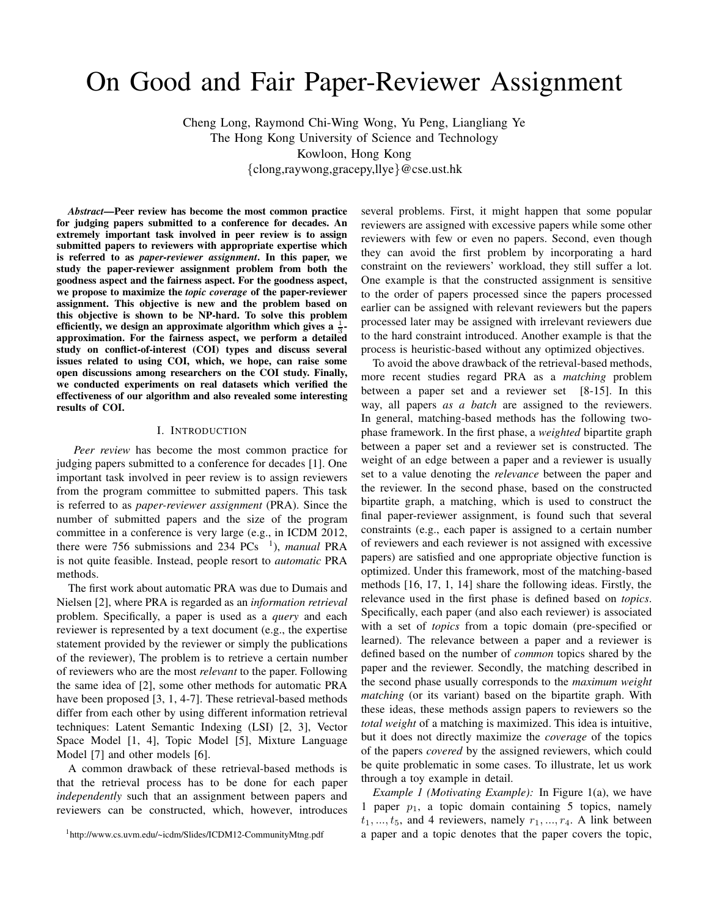# On Good and Fair Paper-Reviewer Assignment

Cheng Long, Raymond Chi-Wing Wong, Yu Peng, Liangliang Ye
The Hong Kong University of Science and Technology
Kowloon, Hong Kong
{clong,raywong,gracepy,llye}@cse.ust.hk

***Abstract*—Peer review has become the most common practice for judging papers submitted to a conference for decades. An extremely important task involved in peer review is to assign submitted papers to reviewers with appropriate expertise which is referred to as *paper-reviewer assignment*. In this paper, we study the paper-reviewer assignment problem from both the goodness aspect and the fairness aspect. For the goodness aspect, we propose to maximize the *topic coverage* of the paper-reviewer assignment. This objective is new and the problem based on this objective is shown to be NP-hard. To solve this problem efficiently, we design an approximate algorithm which gives a $\frac{1}{3}$-approximation. For the fairness aspect, we perform a detailed study on conflict-of-interest (COI) types and discuss several issues related to using COI, which, we hope, can raise some open discussions among researchers on the COI study. Finally, we conducted experiments on real datasets which verified the effectiveness of our algorithm and also revealed some interesting results of COI.**

## I. Introduction

*Peer review* has become the most common practice for judging papers submitted to a conference for decades [1]. One important task involved in peer review is to assign reviewers from the program committee to submitted papers. This task is referred to as *paper-reviewer assignment* (PRA). Since the number of submitted papers and the size of the program committee in a conference is very large (e.g., in ICDM 2012, there were 756 submissions and 234 PCs [1]), *manual* PRA is not quite feasible. Instead, people resort to *automatic* PRA methods.

The first work about automatic PRA was due to Dumais and Nielsen [2], where PRA is regarded as an *information retrieval* problem. Specifically, a paper is used as a *query* and each reviewer is represented by a text document (e.g., the expertise statement provided by the reviewer or simply the publications of the reviewer), The problem is to retrieve a certain number of reviewers who are the most *relevant* to the paper. Following the same idea of [2], some other methods for automatic PRA have been proposed [3, 1, 4-7]. These retrieval-based methods differ from each other by using different information retrieval techniques: Latent Semantic Indexing (LSI) [2, 3], Vector Space Model [1, 4], Topic Model [5], Mixture Language Model [7] and other models [6].

A common drawback of these retrieval-based methods is that the retrieval process has to be done for each paper *independently* such that an assignment between papers and reviewers can be constructed, which, however, introduces several problems. First, it might happen that some popular reviewers are assigned with excessive papers while some other reviewers with few or even no papers. Second, even though they can avoid the first problem by incorporating a hard constraint on the reviewers' workload, they still suffer a lot. One example is that the constructed assignment is sensitive to the order of papers processed since the papers processed earlier can be assigned with relevant reviewers but the papers processed later may be assigned with irrelevant reviewers due to the hard constraint introduced. Another example is that the process is heuristic-based without any optimized objectives.

To avoid the above drawback of the retrieval-based methods, more recent studies regard PRA as a *matching* problem between a paper set and a reviewer set [8-15]. In this way, all papers *as a batch* are assigned to the reviewers. In general, matching-based methods has the following two-phase framework. In the first phase, a *weighted* bipartite graph between a paper set and a reviewer set is constructed. The weight of an edge between a paper and a reviewer is usually set to a value denoting the *relevance* between the paper and the reviewer. In the second phase, based on the constructed bipartite graph, a matching, which is used to construct the final paper-reviewer assignment, is found such that several constraints (e.g., each paper is assigned to a certain number of reviewers and each reviewer is not assigned with excessive papers) are satisfied and one appropriate objective function is optimized. Under this framework, most of the matching-based methods [16, 17, 1, 14] share the following ideas. Firstly, the relevance used in the first phase is defined based on *topics*. Specifically, each paper (and also each reviewer) is associated with a set of *topics* from a topic domain (pre-specified or learned). The relevance between a paper and a reviewer is defined based on the number of *common* topics shared by the paper and the reviewer. Secondly, the matching described in the second phase usually corresponds to the *maximum weight matching* (or its variant) based on the bipartite graph. With these ideas, these methods assign papers to reviewers so the *total weight* of a matching is maximized. This idea is intuitive, but it does not directly maximize the *coverage* of the topics of the papers *covered* by the assigned reviewers, which could be quite problematic in some cases. To illustrate, let us work through a toy example in detail.

*Example 1 (Motivating Example):* In Figure 1(a), we have 1 paper $p_1$, a topic domain containing 5 topics, namely $t_1, ..., t_5$, and 4 reviewers, namely $r_1, ..., r_4$. A link between a paper and a topic denotes that the paper covers the topic,

[1] http://www.cs.uvm.edu/~icdm/Slides/ICDM12-CommunityMtng.pdf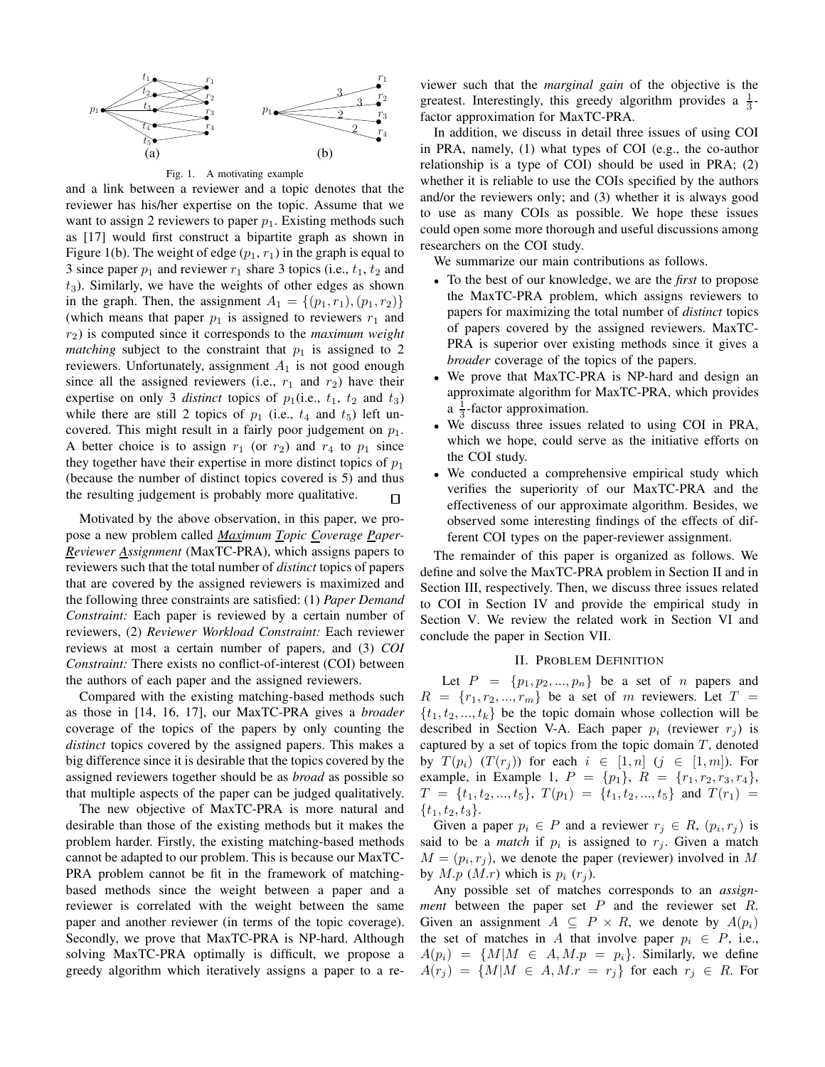Fig. 1. A motivating example

and a link between a reviewer and a topic denotes that the reviewer has his/her expertise on the topic. Assume that we want to assign 2 reviewers to paper $p_1$. Existing methods such as [17] would first construct a bipartite graph as shown in Figure 1(b). The weight of edge $(p_1, r_1)$ in the graph is equal to 3 since paper $p_1$ and reviewer $r_1$ share 3 topics (i.e., $t_1$, $t_2$ and $t_3$). Similarly, we have the weights of other edges as shown in the graph. Then, the assignment $A_1 = \{(p_1, r_1), (p_1, r_2)\}$ (which means that paper $p_1$ is assigned to reviewers $r_1$ and $r_2$) is computed since it corresponds to the *maximum weight matching* subject to the constraint that $p_1$ is assigned to 2 reviewers. Unfortunately, assignment $A_1$ is not good enough since all the assigned reviewers (i.e., $r_1$ and $r_2$) have their expertise on only 3 *distinct* topics of $p_1$(i.e., $t_1$, $t_2$ and $t_3$) while there are still 2 topics of $p_1$ (i.e., $t_4$ and $t_5$) left uncovered. This might result in a fairly poor judgement on $p_1$. A better choice is to assign $r_1$ (or $r_2$) and $r_4$ to $p_1$ since they together have their expertise in more distinct topics of $p_1$ (because the number of distinct topics covered is 5) and thus the resulting judgement is probably more qualitative. □

Motivated by the above observation, in this paper, we propose a new problem called ***Max**imum **T**opic **C**overage **P**aper-**R**eviewer **A**ssignment* (MaxTC-PRA), which assigns papers to reviewers such that the total number of *distinct* topics of papers that are covered by the assigned reviewers is maximized and the following three constraints are satisfied: (1) *Paper Demand Constraint:* Each paper is reviewed by a certain number of reviewers, (2) *Reviewer Workload Constraint:* Each reviewer reviews at most a certain number of papers, and (3) *COI Constraint:* There exists no conflict-of-interest (COI) between the authors of each paper and the assigned reviewers.

Compared with the existing matching-based methods such as those in [14, 16, 17], our MaxTC-PRA gives a *broader* coverage of the topics of the papers by only counting the *distinct* topics covered by the assigned papers. This makes a big difference since it is desirable that the topics covered by the assigned reviewers together should be as *broad* as possible so that multiple aspects of the paper can be judged qualitatively.

The new objective of MaxTC-PRA is more natural and desirable than those of the existing methods but it makes the problem harder. Firstly, the existing matching-based methods cannot be adapted to our problem. This is because our MaxTC-PRA problem cannot be fit in the framework of matching-based methods since the weight between a paper and a reviewer is correlated with the weight between the same paper and another reviewer (in terms of the topic coverage). Secondly, we prove that MaxTC-PRA is NP-hard. Although solving MaxTC-PRA optimally is difficult, we propose a greedy algorithm which iteratively assigns a paper to a reviewer such that the *marginal gain* of the objective is the greatest. Interestingly, this greedy algorithm provides a $\frac{1}{3}$-factor approximation for MaxTC-PRA.

In addition, we discuss in detail three issues of using COI in PRA, namely, (1) what types of COI (e.g., the co-author relationship is a type of COI) should be used in PRA; (2) whether it is reliable to use the COIs specified by the authors and/or the reviewers only; and (3) whether it is always good to use as many COIs as possible. We hope these issues could open some more thorough and useful discussions among researchers on the COI study.

We summarize our main contributions as follows.

- To the best of our knowledge, we are the *first* to propose the MaxTC-PRA problem, which assigns reviewers to papers for maximizing the total number of *distinct* topics of papers covered by the assigned reviewers. MaxTC-PRA is superior over existing methods since it gives a *broader* coverage of the topics of the papers.
- We prove that MaxTC-PRA is NP-hard and design an approximate algorithm for MaxTC-PRA, which provides a $\frac{1}{3}$-factor approximation.
- We discuss three issues related to using COI in PRA, which we hope, could serve as the initiative efforts on the COI study.
- We conducted a comprehensive empirical study which verifies the superiority of our MaxTC-PRA and the effectiveness of our approximate algorithm. Besides, we observed some interesting findings of the effects of different COI types on the paper-reviewer assignment.

The remainder of this paper is organized as follows. We define and solve the MaxTC-PRA problem in Section II and in Section III, respectively. Then, we discuss three issues related to COI in Section IV and provide the empirical study in Section V. We review the related work in Section VI and conclude the paper in Section VII.

## II. Problem Definition

Let $P = \{p_1, p_2, ..., p_n\}$ be a set of $n$ papers and $R = \{r_1, r_2, ..., r_m\}$ be a set of $m$ reviewers. Let $T = \{t_1, t_2, ..., t_k\}$ be the topic domain whose collection will be described in Section V-A. Each paper $p_i$ (reviewer $r_j$) is captured by a set of topics from the topic domain $T$, denoted by $T(p_i)$ $(T(r_j))$ for each $i \in [1, n]$ $(j \in [1, m])$. For example, in Example 1, $P = \{p_1\}$, $R = \{r_1, r_2, r_3, r_4\}$, $T = \{t_1, t_2, ..., t_5\}$, $T(p_1) = \{t_1, t_2, ..., t_5\}$ and $T(r_1) = \{t_1, t_2, t_3\}$.

Given a paper $p_i \in P$ and a reviewer $r_j \in R$, $(p_i, r_j)$ is said to be a *match* if $p_i$ is assigned to $r_j$. Given a match $M = (p_i, r_j)$, we denote the paper (reviewer) involved in $M$ by $M.p$ $(M.r)$ which is $p_i$ $(r_j)$.

Any possible set of matches corresponds to an *assignment* between the paper set $P$ and the reviewer set $R$. Given an assignment $A \subseteq P \times R$, we denote by $A(p_i)$ the set of matches in $A$ that involve paper $p_i \in P$, i.e., $A(p_i) = \{M | M \in A, M.p = p_i\}$. Similarly, we define $A(r_j) = \{M | M \in A, M.r = r_j\}$ for each $r_j \in R$. For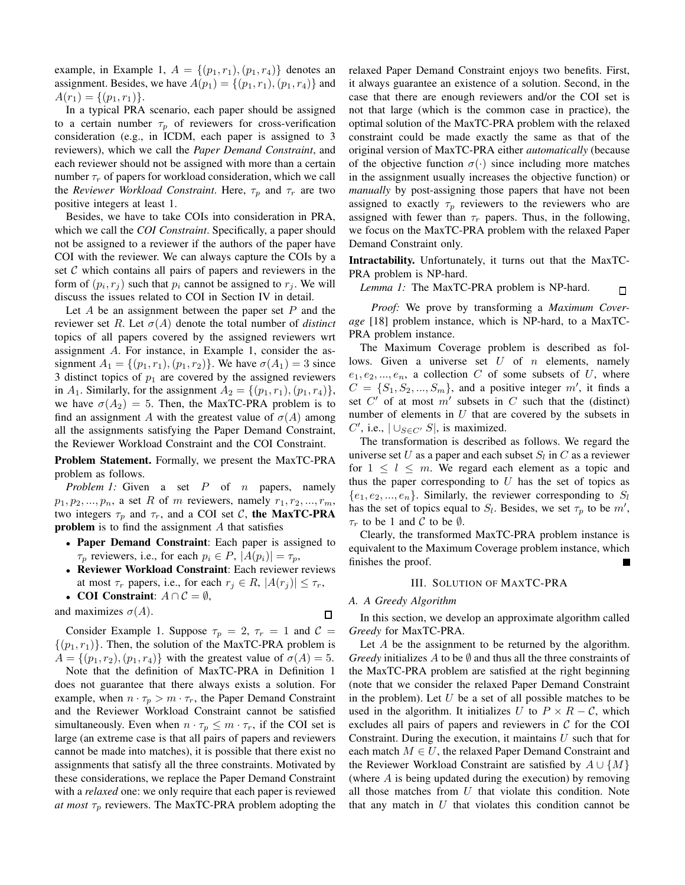example, in Example 1, $A = \{(p_1, r_1), (p_1, r_4)\}$ denotes an assignment. Besides, we have $A(p_1) = \{(p_1, r_1), (p_1, r_4)\}$ and $A(r_1) = \{(p_1, r_1)\}$.

In a typical PRA scenario, each paper should be assigned to a certain number $\tau_p$ of reviewers for cross-verification consideration (e.g., in ICDM, each paper is assigned to 3 reviewers), which we call the *Paper Demand Constraint*, and each reviewer should not be assigned with more than a certain number $\tau_r$ of papers for workload consideration, which we call the *Reviewer Workload Constraint*. Here, $\tau_p$ and $\tau_r$ are two positive integers at least 1.

Besides, we have to take COIs into consideration in PRA, which we call the *COI Constraint*. Specifically, a paper should not be assigned to a reviewer if the authors of the paper have COI with the reviewer. We can always capture the COIs by a set $\mathcal{C}$ which contains all pairs of papers and reviewers in the form of $(p_i, r_j)$ such that $p_i$ cannot be assigned to $r_j$. We will discuss the issues related to COI in Section IV in detail.

Let $A$ be an assignment between the paper set $P$ and the reviewer set $R$. Let $\sigma(A)$ denote the total number of *distinct* topics of all papers covered by the assigned reviewers wrt assignment $A$. For instance, in Example 1, consider the assignment $A_1 = \{(p_1, r_1), (p_1, r_2)\}$. We have $\sigma(A_1) = 3$ since 3 distinct topics of $p_1$ are covered by the assigned reviewers in $A_1$. Similarly, for the assignment $A_2 = \{(p_1, r_1), (p_1, r_4)\}$, we have $\sigma(A_2) = 5$. Then, the MaxTC-PRA problem is to find an assignment $A$ with the greatest value of $\sigma(A)$ among all the assignments satisfying the Paper Demand Constraint, the Reviewer Workload Constraint and the COI Constraint.

**Problem Statement.** Formally, we present the MaxTC-PRA problem as follows.

*Problem 1:* Given a set $P$ of $n$ papers, namely $p_1, p_2, ..., p_n$, a set $R$ of $m$ reviewers, namely $r_1, r_2, ..., r_m$, two integers $\tau_p$ and $\tau_r$, and a COI set $\mathcal{C}$, **the MaxTC-PRA problem** is to find the assignment $A$ that satisfies

- **Paper Demand Constraint**: Each paper is assigned to $\tau_p$ reviewers, i.e., for each $p_i \in P$, $|A(p_i)| = \tau_p$,
- **Reviewer Workload Constraint**: Each reviewer reviews at most $\tau_r$ papers, i.e., for each $r_j \in R$, $|A(r_j)| \le \tau_r$,
- **COI Constraint**: $A \cap \mathcal{C} = \emptyset$,

and maximizes $\sigma(A)$. □

Consider Example 1. Suppose $\tau_p = 2$, $\tau_r = 1$ and $\mathcal{C} = \{(p_1, r_1)\}$. Then, the solution of the MaxTC-PRA problem is $A = \{(p_1, r_2), (p_1, r_4)\}$ with the greatest value of $\sigma(A) = 5$.

Note that the definition of MaxTC-PRA in Definition 1 does not guarantee that there always exists a solution. For example, when $n \cdot \tau_p > m \cdot \tau_r$, the Paper Demand Constraint and the Reviewer Workload Constraint cannot be satisfied simultaneously. Even when $n \cdot \tau_p \le m \cdot \tau_r$, if the COI set is large (an extreme case is that all pairs of papers and reviewers cannot be made into matches), it is possible that there exist no assignments that satisfy all the three constraints. Motivated by these considerations, we replace the Paper Demand Constraint with a *relaxed* one: we only require that each paper is reviewed *at most* $\tau_p$ reviewers. The MaxTC-PRA problem adopting the relaxed Paper Demand Constraint enjoys two benefits. First, it always guarantee an existence of a solution. Second, in the case that there are enough reviewers and/or the COI set is not that large (which is the common case in practice), the optimal solution of the MaxTC-PRA problem with the relaxed constraint could be made exactly the same as that of the original version of MaxTC-PRA either *automatically* (because of the objective function $\sigma(\cdot)$ since including more matches in the assignment usually increases the objective function) or *manually* by post-assigning those papers that have not been assigned to exactly $\tau_p$ reviewers to the reviewers who are assigned with fewer than $\tau_r$ papers. Thus, in the following, we focus on the MaxTC-PRA problem with the relaxed Paper Demand Constraint only.

**Intractability.** Unfortunately, it turns out that the MaxTC-PRA problem is NP-hard.

*Lemma 1:* The MaxTC-PRA problem is NP-hard. □

*Proof:* We prove by transforming a *Maximum Coverage* [18] problem instance, which is NP-hard, to a MaxTC-PRA problem instance.

The Maximum Coverage problem is described as follows. Given a universe set $U$ of $n$ elements, namely $e_1, e_2, ..., e_n$, a collection $C$ of some subsets of $U$, where $C = \{S_1, S_2, ..., S_m\}$, and a positive integer $m'$, it finds a set $C'$ of at most $m'$ subsets in $C$ such that the (distinct) number of elements in $U$ that are covered by the subsets in $C'$, i.e., $| \cup_{S \in C'} S|$, is maximized.

The transformation is described as follows. We regard the universe set $U$ as a paper and each subset $S_l$ in $C$ as a reviewer for $1 \le l \le m$. We regard each element as a topic and thus the paper corresponding to $U$ has the set of topics as $\{e_1, e_2, ..., e_n\}$. Similarly, the reviewer corresponding to $S_l$ has the set of topics equal to $S_l$. Besides, we set $\tau_p$ to be $m'$, $\tau_r$ to be 1 and $\mathcal{C}$ to be $\emptyset$.

Clearly, the transformed MaxTC-PRA problem instance is equivalent to the Maximum Coverage problem instance, which finishes the proof. ■

## III. Solution of MaxTC-PRA

### A. A Greedy Algorithm

In this section, we develop approximate algorithm called *Greedy* for MaxTC-PRA.

Let $A$ be the assignment to be returned by the algorithm. *Greedy* initializes $A$ to be $\emptyset$ and thus all the three constraints of the MaxTC-PRA problem are satisfied at the right beginning (note that we consider the relaxed Paper Demand Constraint in the problem). Let $U$ be a set of all possible matches to be used in the algorithm. It initializes $U$ to $P \times R - \mathcal{C}$, which excludes all pairs of papers and reviewers in $\mathcal{C}$ for the COI Constraint. During the execution, it maintains $U$ such that for each match $M \in U$, the relaxed Paper Demand Constraint and the Reviewer Workload Constraint are satisfied by $A \cup \{M\}$ (where $A$ is being updated during the execution) by removing all those matches from $U$ that violate this condition. Note that any match in $U$ that violates this condition cannot be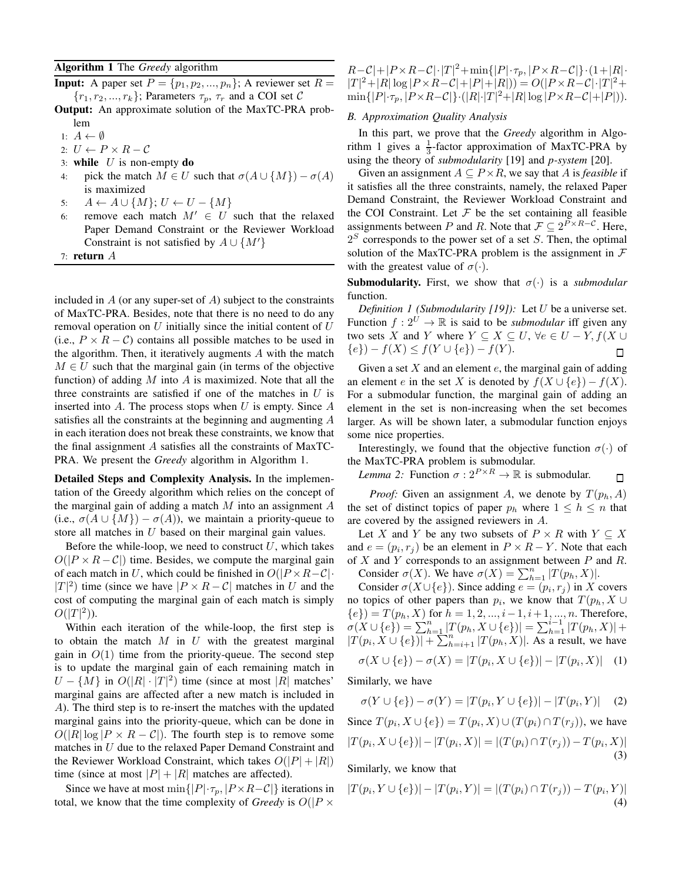**Algorithm 1** The *Greedy* algorithm

**Input:** A paper set $P = \{p_1, p_2, ..., p_n\}$; A reviewer set $R = \{r_1, r_2, ..., r_k\}$; Parameters $\tau_p$, $\tau_r$ and a COI set $\mathcal{C}$

**Output:** An approximate solution of the MaxTC-PRA problem

1: $A \leftarrow \emptyset$
2: $U \leftarrow P \times R - \mathcal{C}$
3: **while** $U$ is non-empty **do**
4: pick the match $M \in U$ such that $\sigma(A \cup \{M\}) - \sigma(A)$ is maximized
5: $A \leftarrow A \cup \{M\}$; $U \leftarrow U - \{M\}$
6: remove each match $M' \in U$ such that the relaxed Paper Demand Constraint or the Reviewer Workload Constraint is not satisfied by $A \cup \{M'\}$
7: **return** $A$

included in $A$ (or any super-set of $A$) subject to the constraints of MaxTC-PRA. Besides, note that there is no need to do any removal operation on $U$ initially since the initial content of $U$ (i.e., $P \times R - \mathcal{C}$) contains all possible matches to be used in the algorithm. Then, it iteratively augments $A$ with the match $M \in U$ such that the marginal gain (in terms of the objective function) of adding $M$ into $A$ is maximized. Note that all the three constraints are satisfied if one of the matches in $U$ is inserted into $A$. The process stops when $U$ is empty. Since $A$ satisfies all the constraints at the beginning and augmenting $A$ in each iteration does not break these constraints, we know that the final assignment $A$ satisfies all the constraints of MaxTC-PRA. We present the *Greedy* algorithm in Algorithm 1.

**Detailed Steps and Complexity Analysis.** In the implementation of the Greedy algorithm which relies on the concept of the marginal gain of adding a match $M$ into an assignment $A$ (i.e., $\sigma(A \cup \{M\}) - \sigma(A)$), we maintain a priority-queue to store all matches in $U$ based on their marginal gain values.

Before the while-loop, we need to construct $U$, which takes $O(|P \times R - \mathcal{C}|)$ time. Besides, we compute the marginal gain of each match in $U$, which could be finished in $O(|P \times R - \mathcal{C}| \cdot |T|^2)$ time (since we have $|P \times R - \mathcal{C}|$ matches in $U$ and the cost of computing the marginal gain of each match is simply $O(|T|^2)$).

Within each iteration of the while-loop, the first step is to obtain the match $M$ in $U$ with the greatest marginal gain in $O(1)$ time from the priority-queue. The second step is to update the marginal gain of each remaining match in $U - \{M\}$ in $O(|R| \cdot |T|^2)$ time (since at most $|R|$ matches' marginal gains are affected after a new match is included in $A$). The third step is to re-insert the matches with the updated marginal gains into the priority-queue, which can be done in $O(|R| \log |P \times R - \mathcal{C}|)$. The fourth step is to remove some matches in $U$ due to the relaxed Paper Demand Constraint and the Reviewer Workload Constraint, which takes $O(|P| + |R|)$ time (since at most $|P| + |R|$ matches are affected).

Since we have at most $\min\{|P| \cdot \tau_p, |P \times R - \mathcal{C}|\}$ iterations in total, we know that the time complexity of *Greedy* is $O(|P \times R - \mathcal{C}| + |P \times R - \mathcal{C}| \cdot |T|^2 + \min\{|P| \cdot \tau_p, |P \times R - \mathcal{C}|\} \cdot (1 + |R| \cdot |T|^2 + |R| \log |P \times R - \mathcal{C}| + |P| + |R|)) = O(|P \times R - \mathcal{C}| \cdot |T|^2 + \min\{|P| \cdot \tau_p, |P \times R - \mathcal{C}|\} \cdot (|R| \cdot |T|^2 + |R| \log |P \times R - \mathcal{C}| + |P|))$.

### B. Approximation Quality Analysis

In this part, we prove that the *Greedy* algorithm in Algorithm 1 gives a $\frac{1}{3}$-factor approximation of MaxTC-PRA by using the theory of *submodularity* [19] and *p-system* [20].

Given an assignment $A \subseteq P \times R$, we say that $A$ is *feasible* if it satisfies all the three constraints, namely, the relaxed Paper Demand Constraint, the Reviewer Workload Constraint and the COI Constraint. Let $\mathcal{F}$ be the set containing all feasible assignments between $P$ and $R$. Note that $\mathcal{F} \subseteq 2^{P \times R - \mathcal{C}}$. Here, $2^S$ corresponds to the power set of a set $S$. Then, the optimal solution of the MaxTC-PRA problem is the assignment in $\mathcal{F}$ with the greatest value of $\sigma(\cdot)$.

**Submodularity.** First, we show that $\sigma(\cdot)$ is a *submodular* function.

*Definition 1 (Submodularity [19]):* Let $U$ be a universe set. Function $f : 2^U \rightarrow \mathbb{R}$ is said to be *submodular* iff given any two sets $X$ and $Y$ where $Y \subseteq X \subseteq U$, $\forall e \in U - Y, f(X \cup \{e\}) - f(X) \leq f(Y \cup \{e\}) - f(Y)$. □

Given a set $X$ and an element $e$, the marginal gain of adding an element $e$ in the set $X$ is denoted by $f(X \cup \{e\}) - f(X)$. For a submodular function, the marginal gain of adding an element in the set is non-increasing when the set becomes larger. As will be shown later, a submodular function enjoys some nice properties.

Interestingly, we found that the objective function $\sigma(\cdot)$ of the MaxTC-PRA problem is submodular.

*Lemma 2:* Function $\sigma : 2^{P \times R} \rightarrow \mathbb{R}$ is submodular. □

*Proof:* Given an assignment $A$, we denote by $T(p_h, A)$ the set of distinct topics of paper $p_h$ where $1 \leq h \leq n$ that are covered by the assigned reviewers in $A$.

Let $X$ and $Y$ be any two subsets of $P \times R$ with $Y \subseteq X$ and $e = (p_i, r_j)$ be an element in $P \times R - Y$. Note that each of $X$ and $Y$ corresponds to an assignment between $P$ and $R$.

Consider $\sigma(X)$. We have $\sigma(X) = \sum_{h=1}^{n} |T(p_h, X)|$.

Consider $\sigma(X \cup \{e\})$. Since adding $e = (p_i, r_j)$ in $X$ covers no topics of other papers than $p_i$, we know that $T(p_h, X \cup \{e\}) = T(p_h, X)$ for $h = 1, 2, ..., i-1, i+1, ..., n$. Therefore, $\sigma(X \cup \{e\}) = \sum_{h=1}^{n} |T(p_h, X \cup \{e\})| = \sum_{h=1}^{i-1} |T(p_h, X)| + |T(p_i, X \cup \{e\})| + \sum_{h=i+1}^{n} |T(p_h, X)|$. As a result, we have

$$\sigma(X \cup \{e\}) - \sigma(X) = |T(p_i, X \cup \{e\})| - |T(p_i, X)| \quad (1)$$

Similarly, we have

$$\sigma(Y \cup \{e\}) - \sigma(Y) = |T(p_i, Y \cup \{e\})| - |T(p_i, Y)| \quad (2)$$

Since $T(p_i, X \cup \{e\}) = T(p_i, X) \cup (T(p_i) \cap T(r_j))$, we have

$$|T(p_i, X \cup \{e\})| - |T(p_i, X)| = |(T(p_i) \cap T(r_j)) - T(p_i, X)| \quad (3)$$

Similarly, we know that

$$|T(p_i, Y \cup \{e\})| - |T(p_i, Y)| = |(T(p_i) \cap T(r_j)) - T(p_i, Y)| \quad (4)$$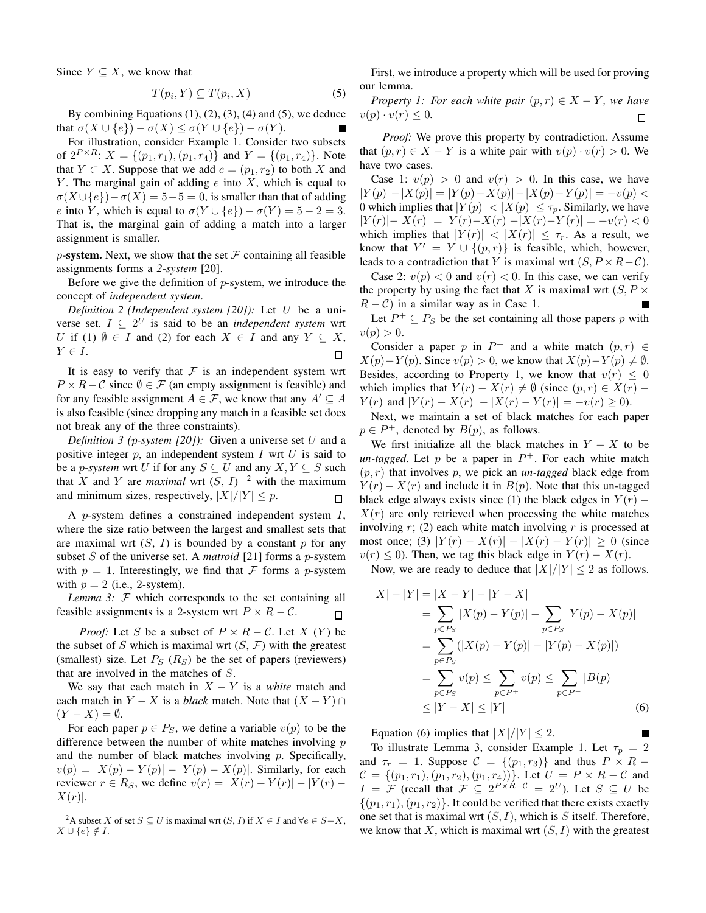Since $Y \subseteq X$, we know that

$$T(p_i, Y) \subseteq T(p_i, X) \tag{5}$$

By combining Equations (1), (2), (3), (4) and (5), we deduce that $\sigma(X \cup \{e\}) - \sigma(X) \le \sigma(Y \cup \{e\}) - \sigma(Y)$. ■

For illustration, consider Example 1. Consider two subsets of $2^{P \times R}$: $X = \{(p_1, r_1), (p_1, r_4)\}$ and $Y = \{(p_1, r_4)\}$. Note that $Y \subset X$. Suppose that we add $e = (p_1, r_2)$ to both $X$ and $Y$. The marginal gain of adding $e$ into $X$, which is equal to $\sigma(X \cup \{e\}) - \sigma(X) = 5 - 5 = 0$, is smaller than that of adding $e$ into $Y$, which is equal to $\sigma(Y \cup \{e\}) - \sigma(Y) = 5 - 2 = 3$. That is, the marginal gain of adding a match into a larger assignment is smaller.

**$p$-system.** Next, we show that the set $\mathcal{F}$ containing all feasible assignments forms a *2-system* [20].

Before we give the definition of $p$-system, we introduce the concept of *independent system*.

*Definition 2 (Independent system [20]):* Let $U$ be a universe set. $I \subseteq 2^U$ is said to be an *independent system* wrt $U$ if (1) $\emptyset \in I$ and (2) for each $X \in I$ and any $Y \subseteq X$, $Y \in I$. □

It is easy to verify that $\mathcal{F}$ is an independent system wrt $P \times R - \mathcal{C}$ since $\emptyset \in \mathcal{F}$ (an empty assignment is feasible) and for any feasible assignment $A \in \mathcal{F}$, we know that any $A' \subseteq A$ is also feasible (since dropping any match in a feasible set does not break any of the three constraints).

*Definition 3 ($p$-system [20]):* Given a universe set $U$ and a positive integer $p$, an independent system $I$ wrt $U$ is said to be a $p$-*system* wrt $U$ if for any $S \subseteq U$ and any $X, Y \subseteq S$ such that $X$ and $Y$ are *maximal* wrt $(S, I)$ [2] with the maximum and minimum sizes, respectively, $|X|/|Y| \le p$. □

A $p$-system defines a constrained independent system $I$, where the size ratio between the largest and smallest sets that are maximal wrt $(S, I)$ is bounded by a constant $p$ for any subset $S$ of the universe set. A *matroid* [21] forms a $p$-system with $p = 1$. Interestingly, we find that $\mathcal{F}$ forms a $p$-system with $p = 2$ (i.e., 2-system).

*Lemma 3:* $\mathcal{F}$ which corresponds to the set containing all feasible assignments is a 2-system wrt $P \times R - \mathcal{C}$. □

*Proof:* Let $S$ be a subset of $P \times R - \mathcal{C}$. Let $X$ ($Y$) be the subset of $S$ which is maximal wrt $(S, \mathcal{F})$ with the greatest (smallest) size. Let $P_S$ ($R_S$) be the set of papers (reviewers) that are involved in the matches of $S$.

We say that each match in $X - Y$ is a *white* match and each match in $Y - X$ is a *black* match. Note that $(X - Y) \cap (Y - X) = \emptyset$.

For each paper $p \in P_S$, we define a variable $v(p)$ to be the difference between the number of white matches involving $p$ and the number of black matches involving $p$. Specifically, $v(p) = |X(p) - Y(p)| - |Y(p) - X(p)|$. Similarly, for each reviewer $r \in R_S$, we define $v(r) = |X(r) - Y(r)| - |Y(r) - X(r)|$.

[2] A subset $X$ of set $S \subseteq U$ is maximal wrt $(S, I)$ if $X \in I$ and $\forall e \in S - X$, $X \cup \{e\} \notin I$.

First, we introduce a property which will be used for proving our lemma.

*Property 1: For each white pair $(p, r) \in X - Y$, we have $v(p) \cdot v(r) \le 0$.* □

*Proof:* We prove this property by contradiction. Assume that $(p, r) \in X - Y$ is a white pair with $v(p) \cdot v(r) > 0$. We have two cases.

Case 1: $v(p) > 0$ and $v(r) > 0$. In this case, we have $|Y(p)| - |X(p)| = |Y(p) - X(p)| - |X(p) - Y(p)| = -v(p) < 0$ which implies that $|Y(p)| < |X(p)| \le \tau_p$. Similarly, we have $|Y(r)| - |X(r)| = |Y(r) - X(r)| - |X(r) - Y(r)| = -v(r) < 0$ which implies that $|Y(r)| < |X(r)| \le \tau_r$. As a result, we know that $Y' = Y \cup \{(p, r)\}$ is feasible, which, however, leads to a contradiction that $Y$ is maximal wrt $(S, P \times R - \mathcal{C})$.

Case 2: $v(p) < 0$ and $v(r) < 0$. In this case, we can verify the property by using the fact that $X$ is maximal wrt $(S, P \times R - \mathcal{C})$ in a similar way as in Case 1. ■

Let $P^+ \subseteq P_S$ be the set containing all those papers $p$ with $v(p) > 0$.

Consider a paper $p$ in $P^+$ and a white match $(p, r) \in X(p) - Y(p)$. Since $v(p) > 0$, we know that $X(p) - Y(p) \neq \emptyset$. Besides, according to Property 1, we know that $v(r) \le 0$ which implies that $Y(r) - X(r) \neq \emptyset$ (since $(p, r) \in X(r) - Y(r)$ and $|Y(r) - X(r)| - |X(r) - Y(r)| = -v(r) \ge 0$).

Next, we maintain a set of black matches for each paper $p \in P^+$, denoted by $B(p)$, as follows.

We first initialize all the black matches in $Y - X$ to be *un-tagged*. Let $p$ be a paper in $P^+$. For each white match $(p, r)$ that involves $p$, we pick an *un-tagged* black edge from $Y(r) - X(r)$ and include it in $B(p)$. Note that this un-tagged black edge always exists since (1) the black edges in $Y(r) - X(r)$ are only retrieved when processing the white matches involving $r$; (2) each white match involving $r$ is processed at most once; (3) $|Y(r) - X(r)| - |X(r) - Y(r)| \ge 0$ (since $v(r) \le 0$). Then, we tag this black edge in $Y(r) - X(r)$.

Now, we are ready to deduce that $|X|/|Y| \le 2$ as follows.

$$\begin{aligned}
|X| - |Y| &= |X - Y| - |Y - X| \\
&= \sum_{p \in P_S} |X(p) - Y(p)| - \sum_{p \in P_S} |Y(p) - X(p)| \\
&= \sum_{p \in P_S} (|X(p) - Y(p)| - |Y(p) - X(p)|) \\
&= \sum_{p \in P_S} v(p) \le \sum_{p \in P^+} v(p) \le \sum_{p \in P^+} |B(p)| \\
&\le |Y - X| \le |Y|
\end{aligned} \tag{6}$$

Equation (6) implies that $|X|/|Y| \le 2$. ■

To illustrate Lemma 3, consider Example 1. Let $\tau_p = 2$ and $\tau_r = 1$. Suppose $\mathcal{C} = \{(p_1, r_3)\}$ and thus $P \times R - \mathcal{C} = \{(p_1, r_1), (p_1, r_2), (p_1, r_4))\}$. Let $U = P \times R - \mathcal{C}$ and $I = \mathcal{F}$ (recall that $\mathcal{F} \subseteq 2^{P \times R - \mathcal{C}} = 2^U$). Let $S \subseteq U$ be $\{(p_1, r_1), (p_1, r_2)\}$. It could be verified that there exists exactly one set that is maximal wrt $(S, I)$, which is $S$ itself. Therefore, we know that $X$, which is maximal wrt $(S, I)$ with the greatest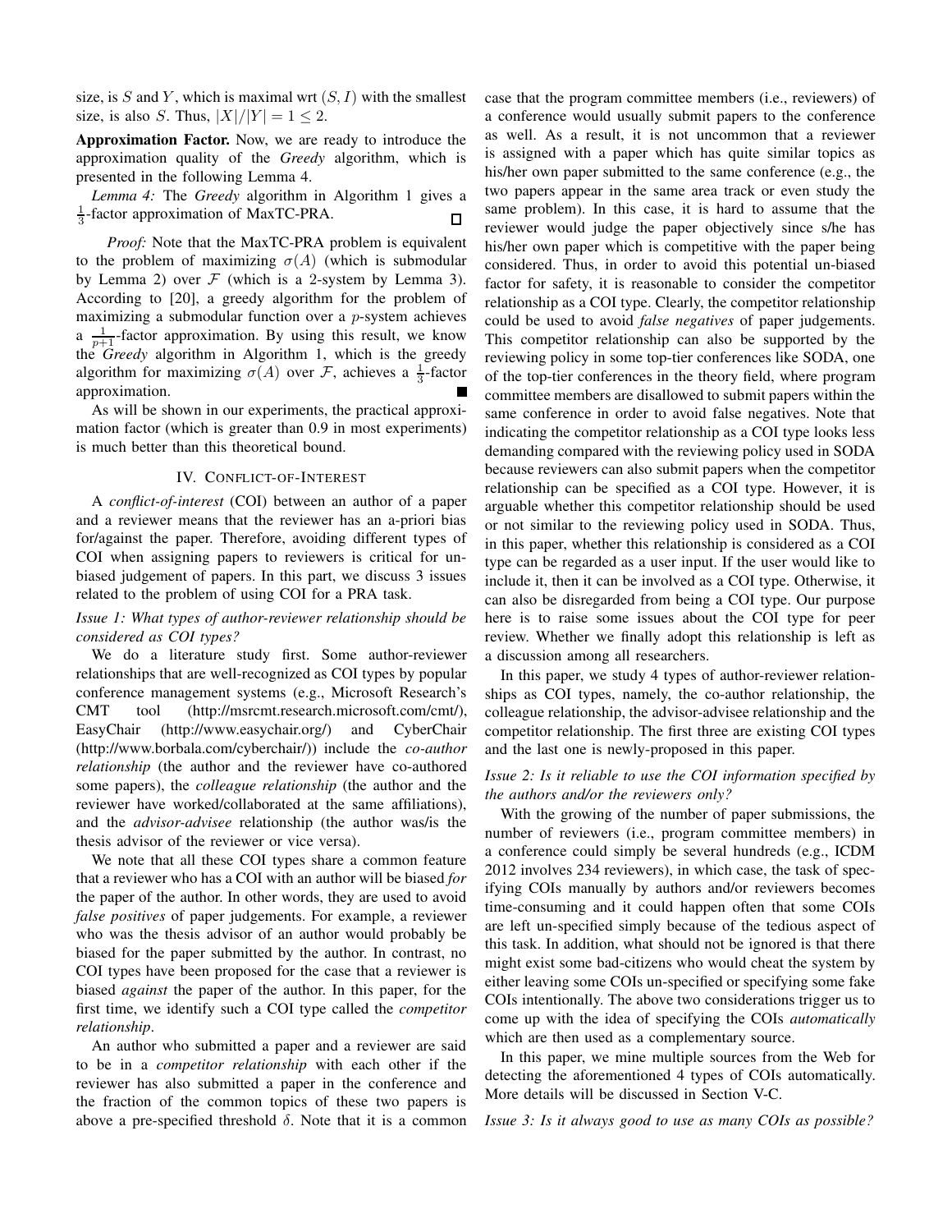size, is $S$ and $Y$, which is maximal wrt $(S, I)$ with the smallest size, is also $S$. Thus, $|X|/|Y| = 1 \leq 2$.

**Approximation Factor.** Now, we are ready to introduce the approximation quality of the *Greedy* algorithm, which is presented in the following Lemma 4.

*Lemma 4:* The *Greedy* algorithm in Algorithm 1 gives a $\frac{1}{3}$-factor approximation of MaxTC-PRA. □

*Proof:* Note that the MaxTC-PRA problem is equivalent to the problem of maximizing $\sigma(A)$ (which is submodular by Lemma 2) over $\mathcal{F}$ (which is a 2-system by Lemma 3). According to [20], a greedy algorithm for the problem of maximizing a submodular function over a $p$-system achieves a $\frac{1}{p+1}$-factor approximation. By using this result, we know the *Greedy* algorithm in Algorithm 1, which is the greedy algorithm for maximizing $\sigma(A)$ over $\mathcal{F}$, achieves a $\frac{1}{3}$-factor approximation. ■

As will be shown in our experiments, the practical approximation factor (which is greater than 0.9 in most experiments) is much better than this theoretical bound.

## IV. Conflict-of-Interest

A *conflict-of-interest* (COI) between an author of a paper and a reviewer means that the reviewer has an a-priori bias for/against the paper. Therefore, avoiding different types of COI when assigning papers to reviewers is critical for unbiased judgement of papers. In this part, we discuss 3 issues related to the problem of using COI for a PRA task.

*Issue 1: What types of author-reviewer relationship should be considered as COI types?*

We do a literature study first. Some author-reviewer relationships that are well-recognized as COI types by popular conference management systems (e.g., Microsoft Research's CMT tool (http://msrcmt.research.microsoft.com/cmt/), EasyChair (http://www.easychair.org/) and CyberChair (http://www.borbala.com/cyberchair/)) include the *co-author relationship* (the author and the reviewer have co-authored some papers), the *colleague relationship* (the author and the reviewer have worked/collaborated at the same affiliations), and the *advisor-advisee* relationship (the author was/is the thesis advisor of the reviewer or vice versa).

We note that all these COI types share a common feature that a reviewer who has a COI with an author will be biased *for* the paper of the author. In other words, they are used to avoid *false positives* of paper judgements. For example, a reviewer who was the thesis advisor of an author would probably be biased for the paper submitted by the author. In contrast, no COI types have been proposed for the case that a reviewer is biased *against* the paper of the author. In this paper, for the first time, we identify such a COI type called the *competitor relationship*.

An author who submitted a paper and a reviewer are said to be in a *competitor relationship* with each other if the reviewer has also submitted a paper in the conference and the fraction of the common topics of these two papers is above a pre-specified threshold $\delta$. Note that it is a common case that the program committee members (i.e., reviewers) of a conference would usually submit papers to the conference as well. As a result, it is not uncommon that a reviewer is assigned with a paper which has quite similar topics as his/her own paper submitted to the same conference (e.g., the two papers appear in the same area track or even study the same problem). In this case, it is hard to assume that the reviewer would judge the paper objectively since s/he has his/her own paper which is competitive with the paper being considered. Thus, in order to avoid this potential un-biased factor for safety, it is reasonable to consider the competitor relationship as a COI type. Clearly, the competitor relationship could be used to avoid *false negatives* of paper judgements. This competitor relationship can also be supported by the reviewing policy in some top-tier conferences like SODA, one of the top-tier conferences in the theory field, where program committee members are disallowed to submit papers within the same conference in order to avoid false negatives. Note that indicating the competitor relationship as a COI type looks less demanding compared with the reviewing policy used in SODA because reviewers can also submit papers when the competitor relationship can be specified as a COI type. However, it is arguable whether this competitor relationship should be used or not similar to the reviewing policy used in SODA. Thus, in this paper, whether this relationship is considered as a COI type can be regarded as a user input. If the user would like to include it, then it can be involved as a COI type. Otherwise, it can also be disregarded from being a COI type. Our purpose here is to raise some issues about the COI type for peer review. Whether we finally adopt this relationship is left as a discussion among all researchers.

In this paper, we study 4 types of author-reviewer relationships as COI types, namely, the co-author relationship, the colleague relationship, the advisor-advisee relationship and the competitor relationship. The first three are existing COI types and the last one is newly-proposed in this paper.

*Issue 2: Is it reliable to use the COI information specified by the authors and/or the reviewers only?*

With the growing of the number of paper submissions, the number of reviewers (i.e., program committee members) in a conference could simply be several hundreds (e.g., ICDM 2012 involves 234 reviewers), in which case, the task of specifying COIs manually by authors and/or reviewers becomes time-consuming and it could happen often that some COIs are left un-specified simply because of the tedious aspect of this task. In addition, what should not be ignored is that there might exist some bad-citizens who would cheat the system by either leaving some COIs un-specified or specifying some fake COIs intentionally. The above two considerations trigger us to come up with the idea of specifying the COIs *automatically* which are then used as a complementary source.

In this paper, we mine multiple sources from the Web for detecting the aforementioned 4 types of COIs automatically. More details will be discussed in Section V-C.

*Issue 3: Is it always good to use as many COIs as possible?*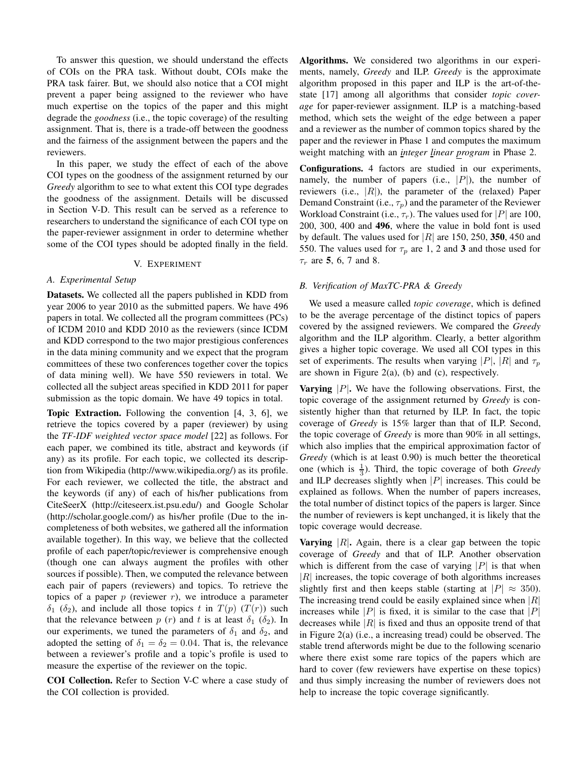To answer this question, we should understand the effects of COIs on the PRA task. Without doubt, COIs make the PRA task fairer. But, we should also notice that a COI might prevent a paper being assigned to the reviewer who have much expertise on the topics of the paper and this might degrade the *goodness* (i.e., the topic coverage) of the resulting assignment. That is, there is a trade-off between the goodness and the fairness of the assignment between the papers and the reviewers.

In this paper, we study the effect of each of the above COI types on the goodness of the assignment returned by our *Greedy* algorithm to see to what extent this COI type degrades the goodness of the assignment. Details will be discussed in Section V-D. This result can be served as a reference to researchers to understand the significance of each COI type on the paper-reviewer assignment in order to determine whether some of the COI types should be adopted finally in the field.

## V. Experiment

### A. Experimental Setup

**Datasets.** We collected all the papers published in KDD from year 2006 to year 2010 as the submitted papers. We have 496 papers in total. We collected all the program committees (PCs) of ICDM 2010 and KDD 2010 as the reviewers (since ICDM and KDD correspond to the two major prestigious conferences in the data mining community and we expect that the program committees of these two conferences together cover the topics of data mining well). We have 550 reviewers in total. We collected all the subject areas specified in KDD 2011 for paper submission as the topic domain. We have 49 topics in total.

**Topic Extraction.** Following the convention [4, 3, 6], we retrieve the topics covered by a paper (reviewer) by using the *TF-IDF weighted vector space model* [22] as follows. For each paper, we combined its title, abstract and keywords (if any) as its profile. For each topic, we collected its description from Wikipedia (http://www.wikipedia.org/) as its profile. For each reviewer, we collected the title, the abstract and the keywords (if any) of each of his/her publications from CiteSeerX (http://citeseerx.ist.psu.edu/) and Google Scholar (http://scholar.google.com/) as his/her profile (Due to the incompleteness of both websites, we gathered all the information available together). In this way, we believe that the collected profile of each paper/topic/reviewer is comprehensive enough (though one can always augment the profiles with other sources if possible). Then, we computed the relevance between each pair of papers (reviewers) and topics. To retrieve the topics of a paper $p$ (reviewer $r$), we introduce a parameter $\delta_1$ ($\delta_2$), and include all those topics $t$ in $T(p)$ ($T(r)$) such that the relevance between $p$ ($r$) and $t$ is at least $\delta_1$ ($\delta_2$). In our experiments, we tuned the parameters of $\delta_1$ and $\delta_2$, and adopted the setting of $\delta_1 = \delta_2 = 0.04$. That is, the relevance between a reviewer's profile and a topic's profile is used to measure the expertise of the reviewer on the topic.

**COI Collection.** Refer to Section V-C where a case study of the COI collection is provided.

**Algorithms.** We considered two algorithms in our experiments, namely, *Greedy* and ILP. *Greedy* is the approximate algorithm proposed in this paper and ILP is the art-of-the-state [17] among all algorithms that consider *topic coverage* for paper-reviewer assignment. ILP is a matching-based method, which sets the weight of the edge between a paper and a reviewer as the number of common topics shared by the paper and the reviewer in Phase 1 and computes the maximum weight matching with an *integer linear program* in Phase 2.

**Configurations.** 4 factors are studied in our experiments, namely, the number of papers (i.e., $|P|$), the number of reviewers (i.e., $|R|$), the parameter of the (relaxed) Paper Demand Constraint (i.e., $\tau_p$) and the parameter of the Reviewer Workload Constraint (i.e., $\tau_r$). The values used for $|P|$ are 100, 200, 300, 400 and **496**, where the value in bold font is used by default. The values used for $|R|$ are 150, 250, **350**, 450 and 550. The values used for $\tau_p$ are 1, 2 and **3** and those used for $\tau_r$ are **5**, 6, 7 and 8.

### B. Verification of MaxTC-PRA & Greedy

We used a measure called *topic coverage*, which is defined to be the average percentage of the distinct topics of papers covered by the assigned reviewers. We compared the *Greedy* algorithm and the ILP algorithm. Clearly, a better algorithm gives a higher topic coverage. We used all COI types in this set of experiments. The results when varying $|P|$, $|R|$ and $\tau_p$ are shown in Figure 2(a), (b) and (c), respectively.

**Varying $|P|$.** We have the following observations. First, the topic coverage of the assignment returned by *Greedy* is consistently higher than that returned by ILP. In fact, the topic coverage of *Greedy* is 15% larger than that of ILP. Second, the topic coverage of *Greedy* is more than 90% in all settings, which also implies that the empirical approximation factor of *Greedy* (which is at least 0.90) is much better the theoretical one (which is $\frac{1}{3}$). Third, the topic coverage of both *Greedy* and ILP decreases slightly when $|P|$ increases. This could be explained as follows. When the number of papers increases, the total number of distinct topics of the papers is larger. Since the number of reviewers is kept unchanged, it is likely that the topic coverage would decrease.

**Varying $|R|$.** Again, there is a clear gap between the topic coverage of *Greedy* and that of ILP. Another observation which is different from the case of varying $|P|$ is that when $|R|$ increases, the topic coverage of both algorithms increases slightly first and then keeps stable (starting at $|P| \approx 350$). The increasing trend could be easily explained since when $|R|$ increases while $|P|$ is fixed, it is similar to the case that $|P|$ decreases while $|R|$ is fixed and thus an opposite trend of that in Figure 2(a) (i.e., a increasing tread) could be observed. The stable trend afterwords might be due to the following scenario where there exist some rare topics of the papers which are hard to cover (few reviewers have expertise on these topics) and thus simply increasing the number of reviewers does not help to increase the topic coverage significantly.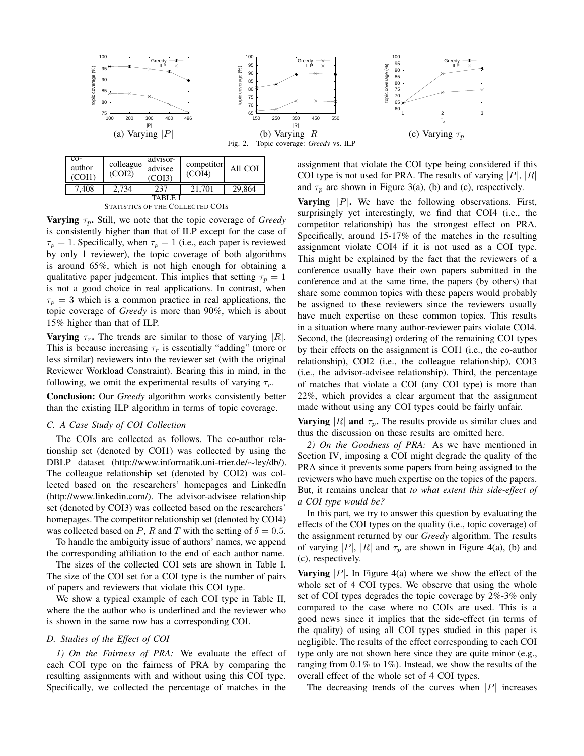Fig. 2. Topic coverage: *Greedy* vs. ILP

(a) Varying $|P|$ (b) Varying $|R|$ (c) Varying $\tau_p$

| co-author (COI1) | colleague (COI2) | advisor-advisee (COI3) | competitor (COI4) | All COI |
|---|---|---|---|---|
| 7,408 | 2,734 | 237 | 21,701 | 29,864 |

TABLE I
STATISTICS OF THE COLLECTED COIS

**Varying $\tau_p$.** Still, we note that the topic coverage of *Greedy* is consistently higher than that of ILP except for the case of $\tau_p = 1$. Specifically, when $\tau_p = 1$ (i.e., each paper is reviewed by only 1 reviewer), the topic coverage of both algorithms is around 65%, which is not high enough for obtaining a qualitative paper judgement. This implies that setting $\tau_p = 1$ is not a good choice in real applications. In contrast, when $\tau_p = 3$ which is a common practice in real applications, the topic coverage of *Greedy* is more than 90%, which is about 15% higher than that of ILP.

**Varying $\tau_r$.** The trends are similar to those of varying $|R|$. This is because increasing $\tau_r$ is essentially "adding" (more or less similar) reviewers into the reviewer set (with the original Reviewer Workload Constraint). Bearing this in mind, in the following, we omit the experimental results of varying $\tau_r$.

**Conclusion:** Our *Greedy* algorithm works consistently better than the existing ILP algorithm in terms of topic coverage.

### C. A Case Study of COI Collection

The COIs are collected as follows. The co-author relationship set (denoted by COI1) was collected by using the DBLP dataset (http://www.informatik.uni-trier.de/~ley/db/). The colleague relationship set (denoted by COI2) was collected based on the researchers' homepages and LinkedIn (http://www.linkedin.com/). The advisor-advisee relationship set (denoted by COI3) was collected based on the researchers' homepages. The competitor relationship set (denoted by COI4) was collected based on $P$, $R$ and $T$ with the setting of $\delta = 0.5$.

To handle the ambiguity issue of authors' names, we append the corresponding affiliation to the end of each author name.

The sizes of the collected COI sets are shown in Table I. The size of the COI set for a COI type is the number of pairs of papers and reviewers that violate this COI type.

We show a typical example of each COI type in Table II, where the the author who is underlined and the reviewer who is shown in the same row has a corresponding COI.

### D. Studies of the Effect of COI

*1) On the Fairness of PRA:* We evaluate the effect of each COI type on the fairness of PRA by comparing the resulting assignments with and without using this COI type. Specifically, we collected the percentage of matches in the assignment that violate the COI type being considered if this COI type is not used for PRA. The results of varying $|P|$, $|R|$ and $\tau_p$ are shown in Figure 3(a), (b) and (c), respectively.

**Varying $|P|$.** We have the following observations. First, surprisingly yet interestingly, we find that COI4 (i.e., the competitor relationship) has the strongest effect on PRA. Specifically, around 15-17% of the matches in the resulting assignment violate COI4 if it is not used as a COI type. This might be explained by the fact that the reviewers of a conference usually have their own papers submitted in the conference and at the same time, the papers (by others) that share some common topics with these papers would probably be assigned to these reviewers since the reviewers usually have much expertise on these common topics. This results in a situation where many author-reviewer pairs violate COI4. Second, the (decreasing) ordering of the remaining COI types by their effects on the assignment is COI1 (i.e., the co-author relationship), COI2 (i.e., the colleague relationship), COI3 (i.e., the advisor-advisee relationship). Third, the percentage of matches that violate a COI (any COI type) is more than 22%, which provides a clear argument that the assignment made without using any COI types could be fairly unfair.

**Varying $|R|$ and $\tau_p$.** The results provide us similar clues and thus the discussion on these results are omitted here.

*2) On the Goodness of PRA:* As we have mentioned in Section IV, imposing a COI might degrade the quality of the PRA since it prevents some papers from being assigned to the reviewers who have much expertise on the topics of the papers. But, it remains unclear that *to what extent this side-effect of a COI type would be?*

In this part, we try to answer this question by evaluating the effects of the COI types on the quality (i.e., topic coverage) of the assignment returned by our *Greedy* algorithm. The results of varying $|P|$, $|R|$ and $\tau_p$ are shown in Figure 4(a), (b) and (c), respectively.

**Varying $|P|$.** In Figure 4(a) where we show the effect of the whole set of 4 COI types. We observe that using the whole set of COI types degrades the topic coverage by 2%-3% only compared to the case where no COIs are used. This is a good news since it implies that the side-effect (in terms of the quality) of using all COI types studied in this paper is negligible. The results of the effect corresponding to each COI type only are not shown here since they are quite minor (e.g., ranging from 0.1% to 1%). Instead, we show the results of the overall effect of the whole set of 4 COI types.

The decreasing trends of the curves when $|P|$ increases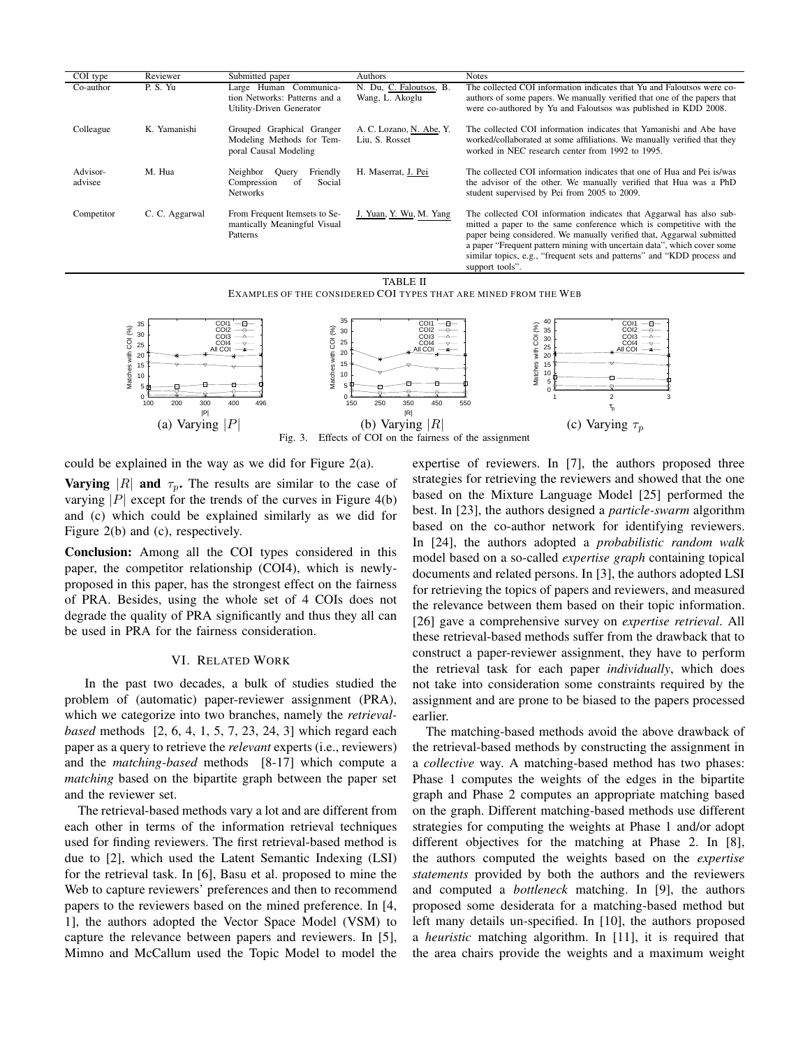| COI type | Reviewer | Submitted paper | Authors | Notes |
|---|---|---|---|---|
| Co-author | P. S. Yu | Large Human Communication Networks: Patterns and a Utility-Driven Generator | N. Du, C. Faloutsos, B. Wang, L. Akoglu | The collected COI information indicates that Yu and Faloutsos were co-authors of some papers. We manually verified that one of the papers that were co-authored by Yu and Faloutsos was published in KDD 2008. |
| Colleague | K. Yamanishi | Grouped Graphical Granger Modeling Methods for Temporal Causal Modeling | A. C. Lozano, N. Abe, Y. Liu, S. Rosset | The collected COI information indicates that Yamanishi and Abe have worked/collaborated at some affiliations. We manually verified that they worked in NEC research center from 1992 to 1995. |
| Advisor-advisee | M. Hua | Neighbor Query Friendly Compression of Social Networks | H. Maserrat, J. Pei | The collected COI information indicates that one of Hua and Pei is/was the advisor of the other. We manually verified that Hua was a PhD student supervised by Pei from 2005 to 2009. |
| Competitor | C. C. Aggarwal | From Frequent Itemsets to Semantically Meaningful Visual Patterns | J. Yuan, Y. Wu, M. Yang | The collected COI information indicates that Aggarwal has also submitted a paper to the same conference which is competitive with the paper being considered. We manually verified that, Aggarwal submitted a paper "Frequent pattern mining with uncertain data", which cover some similar topics, e.g., "frequent sets and patterns" and "KDD process and support tools". |

TABLE II
EXAMPLES OF THE CONSIDERED COI TYPES THAT ARE MINED FROM THE WEB

(a) Varying $|P|$ (b) Varying $|R|$ (c) Varying $\tau_p$

Fig. 3. Effects of COI on the fairness of the assignment

could be explained in the way as we did for Figure 2(a).

**Varying $|R|$ and $\tau_p$.** The results are similar to the case of varying $|P|$ except for the trends of the curves in Figure 4(b) and (c) which could be explained similarly as we did for Figure 2(b) and (c), respectively.

**Conclusion:** Among all the COI types considered in this paper, the competitor relationship (COI4), which is newly-proposed in this paper, has the strongest effect on the fairness of PRA. Besides, using the whole set of 4 COIs does not degrade the quality of PRA significantly and thus they all can be used in PRA for the fairness consideration.

## VI. Related Work

In the past two decades, a bulk of studies studied the problem of (automatic) paper-reviewer assignment (PRA), which we categorize into two branches, namely the *retrieval-based* methods [2, 6, 4, 1, 5, 7, 23, 24, 3] which regard each paper as a query to retrieve the *relevant* experts (i.e., reviewers) and the *matching-based* methods [8-17] which compute a *matching* based on the bipartite graph between the paper set and the reviewer set.

The retrieval-based methods vary a lot and are different from each other in terms of the information retrieval techniques used for finding reviewers. The first retrieval-based method is due to [2], which used the Latent Semantic Indexing (LSI) for the retrieval task. In [6], Basu et al. proposed to mine the Web to capture reviewers' preferences and then to recommend papers to the reviewers based on the mined preference. In [4, 1], the authors adopted the Vector Space Model (VSM) to capture the relevance between papers and reviewers. In [5], Mimno and McCallum used the Topic Model to model the expertise of reviewers. In [7], the authors proposed three strategies for retrieving the reviewers and showed that the one based on the Mixture Language Model [25] performed the best. In [23], the authors designed a *particle-swarm* algorithm based on the co-author network for identifying reviewers. In [24], the authors adopted a *probabilistic random walk* model based on a so-called *expertise graph* containing topical documents and related persons. In [3], the authors adopted LSI for retrieving the topics of papers and reviewers, and measured the relevance between them based on their topic information. [26] gave a comprehensive survey on *expertise retrieval*. All these retrieval-based methods suffer from the drawback that to construct a paper-reviewer assignment, they have to perform the retrieval task for each paper *individually*, which does not take into consideration some constraints required by the assignment and are prone to be biased to the papers processed earlier.

The matching-based methods avoid the above drawback of the retrieval-based methods by constructing the assignment in a *collective* way. A matching-based method has two phases: Phase 1 computes the weights of the edges in the bipartite graph and Phase 2 computes an appropriate matching based on the graph. Different matching-based methods use different strategies for computing the weights at Phase 1 and/or adopt different objectives for the matching at Phase 2. In [8], the authors computed the weights based on the *expertise statements* provided by both the authors and the reviewers and computed a *bottleneck* matching. In [9], the authors proposed some desiderata for a matching-based method but left many details un-specified. In [10], the authors proposed a *heuristic* matching algorithm. In [11], it is required that the area chairs provide the weights and a maximum weight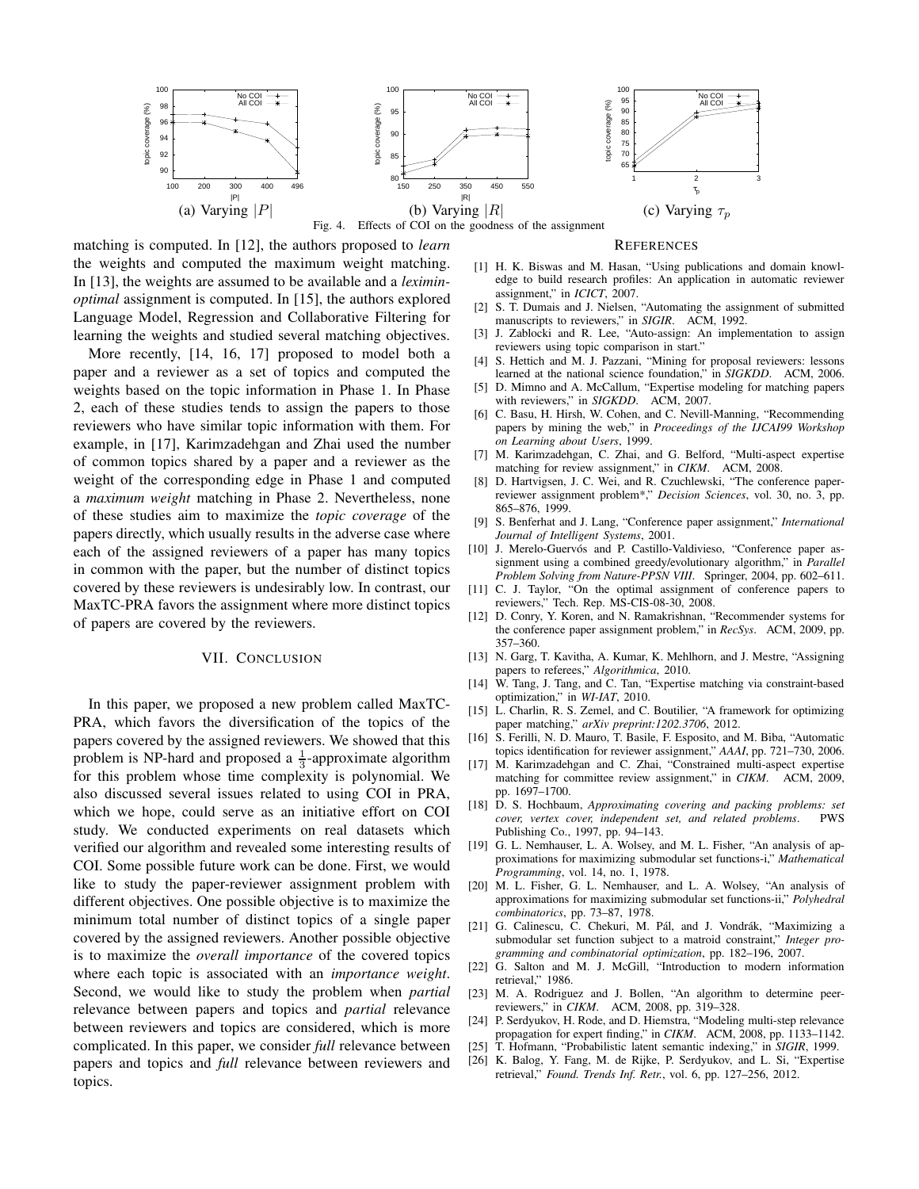100
98
96
94
92
90
topic coverage (%)
No COI
All COI
100 200 300 400 496
|P|

(a) Varying $|P|$

100
95
90
85
80
topic coverage (%)
No COI
All COI
150 250 350 450 550
|R|

(b) Varying $|R|$

100
95
90
85
80
75
70
65
topic coverage (%)
No COI
All COI
1 2 3
$\tau_p$

(c) Varying $\tau_p$

Fig. 4. Effects of COI on the goodness of the assignment

matching is computed. In [12], the authors proposed to *learn* the weights and computed the maximum weight matching. In [13], the weights are assumed to be available and a *leximin-optimal* assignment is computed. In [15], the authors explored Language Model, Regression and Collaborative Filtering for learning the weights and studied several matching objectives.

More recently, [14, 16, 17] proposed to model both a paper and a reviewer as a set of topics and computed the weights based on the topic information in Phase 1. In Phase 2, each of these studies tends to assign the papers to those reviewers who have similar topic information with them. For example, in [17], Karimzadehgan and Zhai used the number of common topics shared by a paper and a reviewer as the weight of the corresponding edge in Phase 1 and computed a *maximum weight* matching in Phase 2. Nevertheless, none of these studies aim to maximize the *topic coverage* of the papers directly, which usually results in the adverse case where each of the assigned reviewers of a paper has many topics in common with the paper, but the number of distinct topics covered by these reviewers is undesirably low. In contrast, our MaxTC-PRA favors the assignment where more distinct topics of papers are covered by the reviewers.

## VII. Conclusion

In this paper, we proposed a new problem called MaxTC-PRA, which favors the diversification of the topics of the papers covered by the assigned reviewers. We showed that this problem is NP-hard and proposed a $\frac{1}{3}$-approximate algorithm for this problem whose time complexity is polynomial. We also discussed several issues related to using COI in PRA, which we hope, could serve as an initiative effort on COI study. We conducted experiments on real datasets which verified our algorithm and revealed some interesting results of COI. Some possible future work can be done. First, we would like to study the paper-reviewer assignment problem with different objectives. One possible objective is to maximize the minimum total number of distinct topics of a single paper covered by the assigned reviewers. Another possible objective is to maximize the *overall importance* of the covered topics where each topic is associated with an *importance weight*. Second, we would like to study the problem when *partial* relevance between papers and topics and *partial* relevance between reviewers and topics are considered, which is more complicated. In this paper, we consider *full* relevance between papers and topics and *full* relevance between reviewers and topics.

## References

[1] H. K. Biswas and M. Hasan, "Using publications and domain knowledge to build research profiles: An application in automatic reviewer assignment," in *ICICT*, 2007.

[2] S. T. Dumais and J. Nielsen, "Automating the assignment of submitted manuscripts to reviewers," in *SIGIR*. ACM, 1992.

[3] J. Zablocki and R. Lee, "Auto-assign: An implementation to assign reviewers using topic comparison in start."

[4] S. Hettich and M. J. Pazzani, "Mining for proposal reviewers: lessons learned at the national science foundation," in *SIGKDD*. ACM, 2006.

[5] D. Mimno and A. McCallum, "Expertise modeling for matching papers with reviewers," in *SIGKDD*. ACM, 2007.

[6] C. Basu, H. Hirsh, W. Cohen, and C. Nevill-Manning, "Recommending papers by mining the web," in *Proceedings of the IJCAI99 Workshop on Learning about Users*, 1999.

[7] M. Karimzadehgan, C. Zhai, and G. Belford, "Multi-aspect expertise matching for review assignment," in *CIKM*. ACM, 2008.

[8] D. Hartvigsen, J. C. Wei, and R. Czuchlewski, "The conference paper-reviewer assignment problem*," *Decision Sciences*, vol. 30, no. 3, pp. 865–876, 1999.

[9] S. Benferhat and J. Lang, "Conference paper assignment," *International Journal of Intelligent Systems*, 2001.

[10] J. Merelo-Guervós and P. Castillo-Valdivieso, "Conference paper assignment using a combined greedy/evolutionary algorithm," in *Parallel Problem Solving from Nature-PPSN VIII*. Springer, 2004, pp. 602–611.

[11] C. J. Taylor, "On the optimal assignment of conference papers to reviewers," Tech. Rep. MS-CIS-08-30, 2008.

[12] D. Conry, Y. Koren, and N. Ramakrishnan, "Recommender systems for the conference paper assignment problem," in *RecSys*. ACM, 2009, pp. 357–360.

[13] N. Garg, T. Kavitha, A. Kumar, K. Mehlhorn, and J. Mestre, "Assigning papers to referees," *Algorithmica*, 2010.

[14] W. Tang, J. Tang, and C. Tan, "Expertise matching via constraint-based optimization," in *WI-IAT*, 2010.

[15] L. Charlin, R. S. Zemel, and C. Boutilier, "A framework for optimizing paper matching," *arXiv preprint:1202.3706*, 2012.

[16] S. Ferilli, N. D. Mauro, T. Basile, F. Esposito, and M. Biba, "Automatic topics identification for reviewer assignment," *AAAI*, pp. 721–730, 2006.

[17] M. Karimzadehgan and C. Zhai, "Constrained multi-aspect expertise matching for committee review assignment," in *CIKM*. ACM, 2009, pp. 1697–1700.

[18] D. S. Hochbaum, *Approximating covering and packing problems: set cover, vertex cover, independent set, and related problems*. PWS Publishing Co., 1997, pp. 94–143.

[19] G. L. Nemhauser, L. A. Wolsey, and M. L. Fisher, "An analysis of approximations for maximizing submodular set functions-i," *Mathematical Programming*, vol. 14, no. 1, 1978.

[20] M. L. Fisher, G. L. Nemhauser, and L. A. Wolsey, "An analysis of approximations for maximizing submodular set functions-ii," *Polyhedral combinatorics*, pp. 73–87, 1978.

[21] G. Calinescu, C. Chekuri, M. Pál, and J. Vondrák, "Maximizing a submodular set function subject to a matroid constraint," *Integer programming and combinatorial optimization*, pp. 182–196, 2007.

[22] G. Salton and M. J. McGill, "Introduction to modern information retrieval," 1986.

[23] M. A. Rodriguez and J. Bollen, "An algorithm to determine peer-reviewers," in *CIKM*. ACM, 2008, pp. 319–328.

[24] P. Serdyukov, H. Rode, and D. Hiemstra, "Modeling multi-step relevance propagation for expert finding," in *CIKM*. ACM, 2008, pp. 1133–1142.

[25] T. Hofmann, "Probabilistic latent semantic indexing," in *SIGIR*, 1999.

[26] K. Balog, Y. Fang, M. de Rijke, P. Serdyukov, and L. Si, "Expertise retrieval," *Found. Trends Inf. Retr.*, vol. 6, pp. 127–256, 2012.